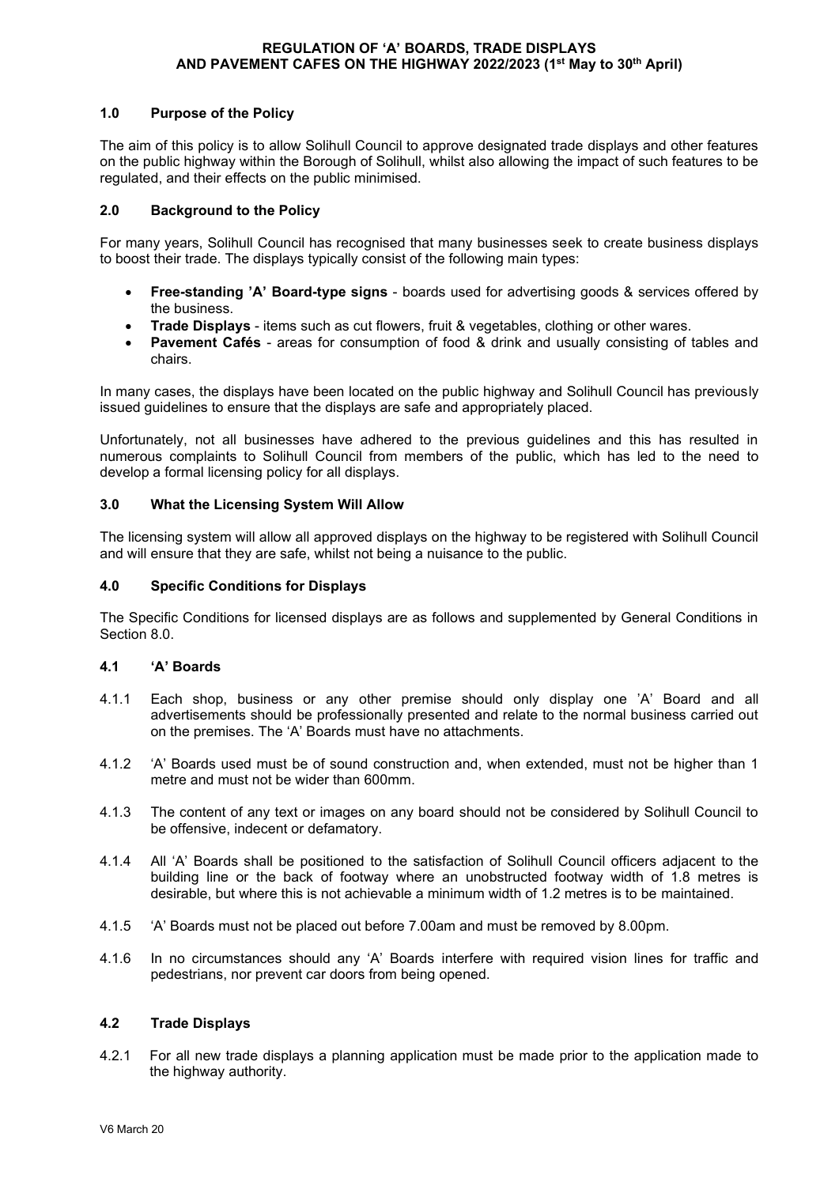# REGULATION OF 'A' BOARDS, TRADE DISPLAYS AND PAVEMENT CAFES ON THE HIGHWAY 2022/2023 (1st May to 30th April)

## 1.0 Purpose of the Policy

The aim of this policy is to allow Solihull Council to approve designated trade displays and other features on the public highway within the Borough of Solihull, whilst also allowing the impact of such features to be regulated, and their effects on the public minimised.

## 2.0 Background to the Policy

For many years, Solihull Council has recognised that many businesses seek to create business displays to boost their trade. The displays typically consist of the following main types:

- **Free-standing 'A' Board-type signs** - boards used for advertising goods & services offered by the business.
- **Trade Displays** - items such as cut flowers, fruit & vegetables, clothing or other wares.
- **Pavement Cafés** - areas for consumption of food & drink and usually consisting of tables and chairs.

In many cases, the displays have been located on the public highway and Solihull Council has previously issued guidelines to ensure that the displays are safe and appropriately placed.

Unfortunately, not all businesses have adhered to the previous guidelines and this has resulted in numerous complaints to Solihull Council from members of the public, which has led to the need to develop a formal licensing policy for all displays.

## 3.0 What the Licensing System Will Allow

The licensing system will allow all approved displays on the highway to be registered with Solihull Council and will ensure that they are safe, whilst not being a nuisance to the public.

## 4.0 Specific Conditions for Displays

The Specific Conditions for licensed displays are as follows and supplemented by General Conditions in Section 8.0.

### 4.1 'A' Boards

4.1.1 Each shop, business or any other premise should only display one 'A' Board and all advertisements should be professionally presented and relate to the normal business carried out on the premises. The 'A' Boards must have no attachments.

4.1.2 'A' Boards used must be of sound construction and, when extended, must not be higher than 1 metre and must not be wider than 600mm.

4.1.3 The content of any text or images on any board should not be considered by Solihull Council to be offensive, indecent or defamatory.

4.1.4 All 'A' Boards shall be positioned to the satisfaction of Solihull Council officers adjacent to the building line or the back of footway where an unobstructed footway width of 1.8 metres is desirable, but where this is not achievable a minimum width of 1.2 metres is to be maintained.

4.1.5 'A' Boards must not be placed out before 7.00am and must be removed by 8.00pm.

4.1.6 In no circumstances should any 'A' Boards interfere with required vision lines for traffic and pedestrians, nor prevent car doors from being opened.

### 4.2 Trade Displays

4.2.1 For all new trade displays a planning application must be made prior to the application made to the highway authority.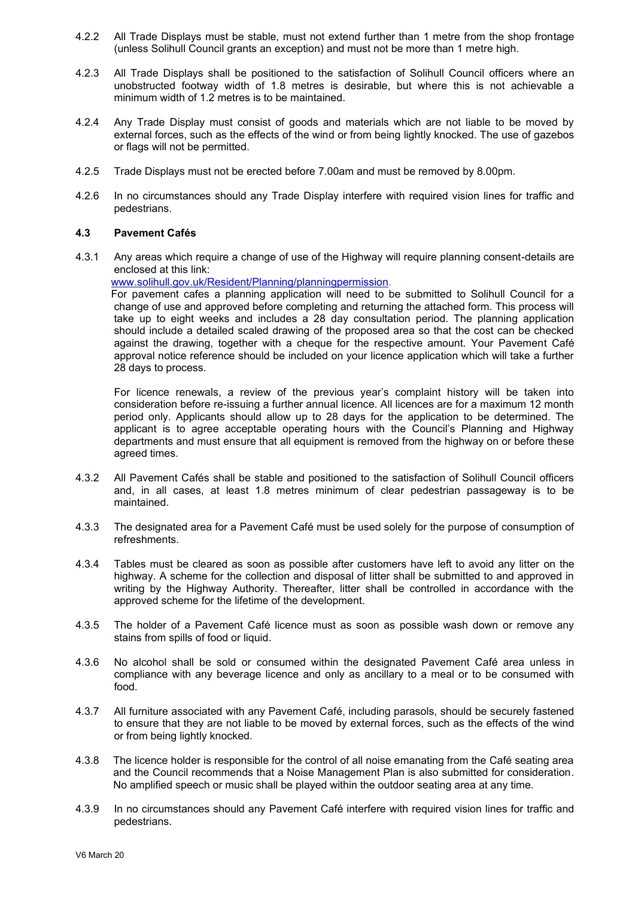4.2.2 All Trade Displays must be stable, must not extend further than 1 metre from the shop frontage (unless Solihull Council grants an exception) and must not be more than 1 metre high.

4.2.3 All Trade Displays shall be positioned to the satisfaction of Solihull Council officers where an unobstructed footway width of 1.8 metres is desirable, but where this is not achievable a minimum width of 1.2 metres is to be maintained.

4.2.4 Any Trade Display must consist of goods and materials which are not liable to be moved by external forces, such as the effects of the wind or from being lightly knocked. The use of gazebos or flags will not be permitted.

4.2.5 Trade Displays must not be erected before 7.00am and must be removed by 8.00pm.

4.2.6 In no circumstances should any Trade Display interfere with required vision lines for traffic and pedestrians.

### 4.3 Pavement Cafés

4.3.1 Any areas which require a change of use of the Highway will require planning consent-details are enclosed at this link:
[www.solihull.gov.uk/Resident/Planning/planningpermission](www.solihull.gov.uk/Resident/Planning/planningpermission).
For pavement cafes a planning application will need to be submitted to Solihull Council for a change of use and approved before completing and returning the attached form. This process will take up to eight weeks and includes a 28 day consultation period. The planning application should include a detailed scaled drawing of the proposed area so that the cost can be checked against the drawing, together with a cheque for the respective amount. Your Pavement Café approval notice reference should be included on your licence application which will take a further 28 days to process.

For licence renewals, a review of the previous year's complaint history will be taken into consideration before re-issuing a further annual licence. All licences are for a maximum 12 month period only. Applicants should allow up to 28 days for the application to be determined. The applicant is to agree acceptable operating hours with the Council's Planning and Highway departments and must ensure that all equipment is removed from the highway on or before these agreed times.

4.3.2 All Pavement Cafés shall be stable and positioned to the satisfaction of Solihull Council officers and, in all cases, at least 1.8 metres minimum of clear pedestrian passageway is to be maintained.

4.3.3 The designated area for a Pavement Café must be used solely for the purpose of consumption of refreshments.

4.3.4 Tables must be cleared as soon as possible after customers have left to avoid any litter on the highway. A scheme for the collection and disposal of litter shall be submitted to and approved in writing by the Highway Authority. Thereafter, litter shall be controlled in accordance with the approved scheme for the lifetime of the development.

4.3.5 The holder of a Pavement Café licence must as soon as possible wash down or remove any stains from spills of food or liquid.

4.3.6 No alcohol shall be sold or consumed within the designated Pavement Café area unless in compliance with any beverage licence and only as ancillary to a meal or to be consumed with food.

4.3.7 All furniture associated with any Pavement Café, including parasols, should be securely fastened to ensure that they are not liable to be moved by external forces, such as the effects of the wind or from being lightly knocked.

4.3.8 The licence holder is responsible for the control of all noise emanating from the Café seating area and the Council recommends that a Noise Management Plan is also submitted for consideration. No amplified speech or music shall be played within the outdoor seating area at any time.

4.3.9 In no circumstances should any Pavement Café interfere with required vision lines for traffic and pedestrians.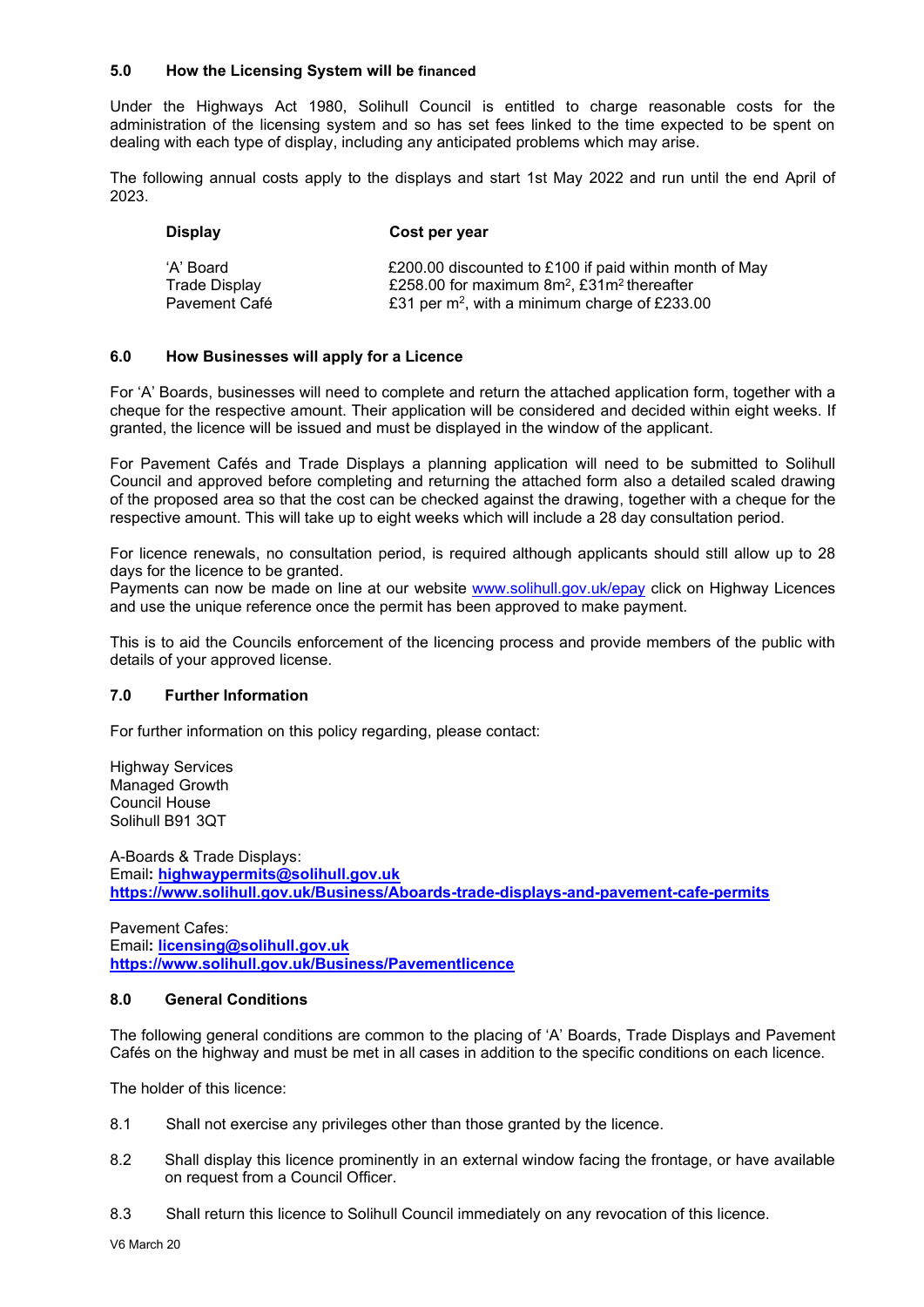## 5.0 How the Licensing System will be financed

Under the Highways Act 1980, Solihull Council is entitled to charge reasonable costs for the administration of the licensing system and so has set fees linked to the time expected to be spent on dealing with each type of display, including any anticipated problems which may arise.

The following annual costs apply to the displays and start 1st May 2022 and run until the end April of 2023.

| Display | Cost per year |
|---|---|
| 'A' Board | £200.00 discounted to £100 if paid within month of May |
| Trade Display | £258.00 for maximum $8m^2$, £31$m^2$ thereafter |
| Pavement Café | £31 per $m^2$, with a minimum charge of £233.00 |

## 6.0 How Businesses will apply for a Licence

For 'A' Boards, businesses will need to complete and return the attached application form, together with a cheque for the respective amount. Their application will be considered and decided within eight weeks. If granted, the licence will be issued and must be displayed in the window of the applicant.

For Pavement Cafés and Trade Displays a planning application will need to be submitted to Solihull Council and approved before completing and returning the attached form also a detailed scaled drawing of the proposed area so that the cost can be checked against the drawing, together with a cheque for the respective amount. This will take up to eight weeks which will include a 28 day consultation period.

For licence renewals, no consultation period, is required although applicants should still allow up to 28 days for the licence to be granted.
Payments can now be made on line at our website www.solihull.gov.uk/epay click on Highway Licences and use the unique reference once the permit has been approved to make payment.

This is to aid the Councils enforcement of the licencing process and provide members of the public with details of your approved license.

## 7.0 Further Information

For further information on this policy regarding, please contact:

Highway Services
Managed Growth
Council House
Solihull B91 3QT

A-Boards & Trade Displays:
Email**: highwaypermits@solihull.gov.uk**
**https://www.solihull.gov.uk/Business/Aboards-trade-displays-and-pavement-cafe-permits**

Pavement Cafes:
Email**: licensing@solihull.gov.uk**
**https://www.solihull.gov.uk/Business/Pavementlicence**

## 8.0 General Conditions

The following general conditions are common to the placing of 'A' Boards, Trade Displays and Pavement Cafés on the highway and must be met in all cases in addition to the specific conditions on each licence.

The holder of this licence:

8.1 Shall not exercise any privileges other than those granted by the licence.

8.2 Shall display this licence prominently in an external window facing the frontage, or have available on request from a Council Officer.

8.3 Shall return this licence to Solihull Council immediately on any revocation of this licence.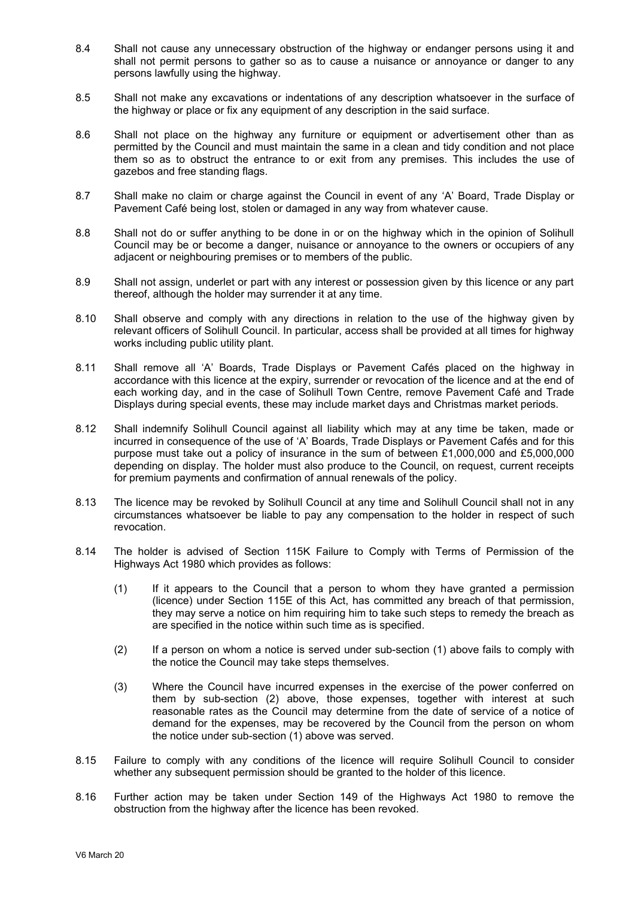8.4 Shall not cause any unnecessary obstruction of the highway or endanger persons using it and shall not permit persons to gather so as to cause a nuisance or annoyance or danger to any persons lawfully using the highway.

8.5 Shall not make any excavations or indentations of any description whatsoever in the surface of the highway or place or fix any equipment of any description in the said surface.

8.6 Shall not place on the highway any furniture or equipment or advertisement other than as permitted by the Council and must maintain the same in a clean and tidy condition and not place them so as to obstruct the entrance to or exit from any premises. This includes the use of gazebos and free standing flags.

8.7 Shall make no claim or charge against the Council in event of any 'A' Board, Trade Display or Pavement Café being lost, stolen or damaged in any way from whatever cause.

8.8 Shall not do or suffer anything to be done in or on the highway which in the opinion of Solihull Council may be or become a danger, nuisance or annoyance to the owners or occupiers of any adjacent or neighbouring premises or to members of the public.

8.9 Shall not assign, underlet or part with any interest or possession given by this licence or any part thereof, although the holder may surrender it at any time.

8.10 Shall observe and comply with any directions in relation to the use of the highway given by relevant officers of Solihull Council. In particular, access shall be provided at all times for highway works including public utility plant.

8.11 Shall remove all 'A' Boards, Trade Displays or Pavement Cafés placed on the highway in accordance with this licence at the expiry, surrender or revocation of the licence and at the end of each working day, and in the case of Solihull Town Centre, remove Pavement Café and Trade Displays during special events, these may include market days and Christmas market periods.

8.12 Shall indemnify Solihull Council against all liability which may at any time be taken, made or incurred in consequence of the use of 'A' Boards, Trade Displays or Pavement Cafés and for this purpose must take out a policy of insurance in the sum of between £1,000,000 and £5,000,000 depending on display. The holder must also produce to the Council, on request, current receipts for premium payments and confirmation of annual renewals of the policy.

8.13 The licence may be revoked by Solihull Council at any time and Solihull Council shall not in any circumstances whatsoever be liable to pay any compensation to the holder in respect of such revocation.

8.14 The holder is advised of Section 115K Failure to Comply with Terms of Permission of the Highways Act 1980 which provides as follows:

(1) If it appears to the Council that a person to whom they have granted a permission (licence) under Section 115E of this Act, has committed any breach of that permission, they may serve a notice on him requiring him to take such steps to remedy the breach as are specified in the notice within such time as is specified.

(2) If a person on whom a notice is served under sub-section (1) above fails to comply with the notice the Council may take steps themselves.

(3) Where the Council have incurred expenses in the exercise of the power conferred on them by sub-section (2) above, those expenses, together with interest at such reasonable rates as the Council may determine from the date of service of a notice of demand for the expenses, may be recovered by the Council from the person on whom the notice under sub-section (1) above was served.

8.15 Failure to comply with any conditions of the licence will require Solihull Council to consider whether any subsequent permission should be granted to the holder of this licence.

8.16 Further action may be taken under Section 149 of the Highways Act 1980 to remove the obstruction from the highway after the licence has been revoked.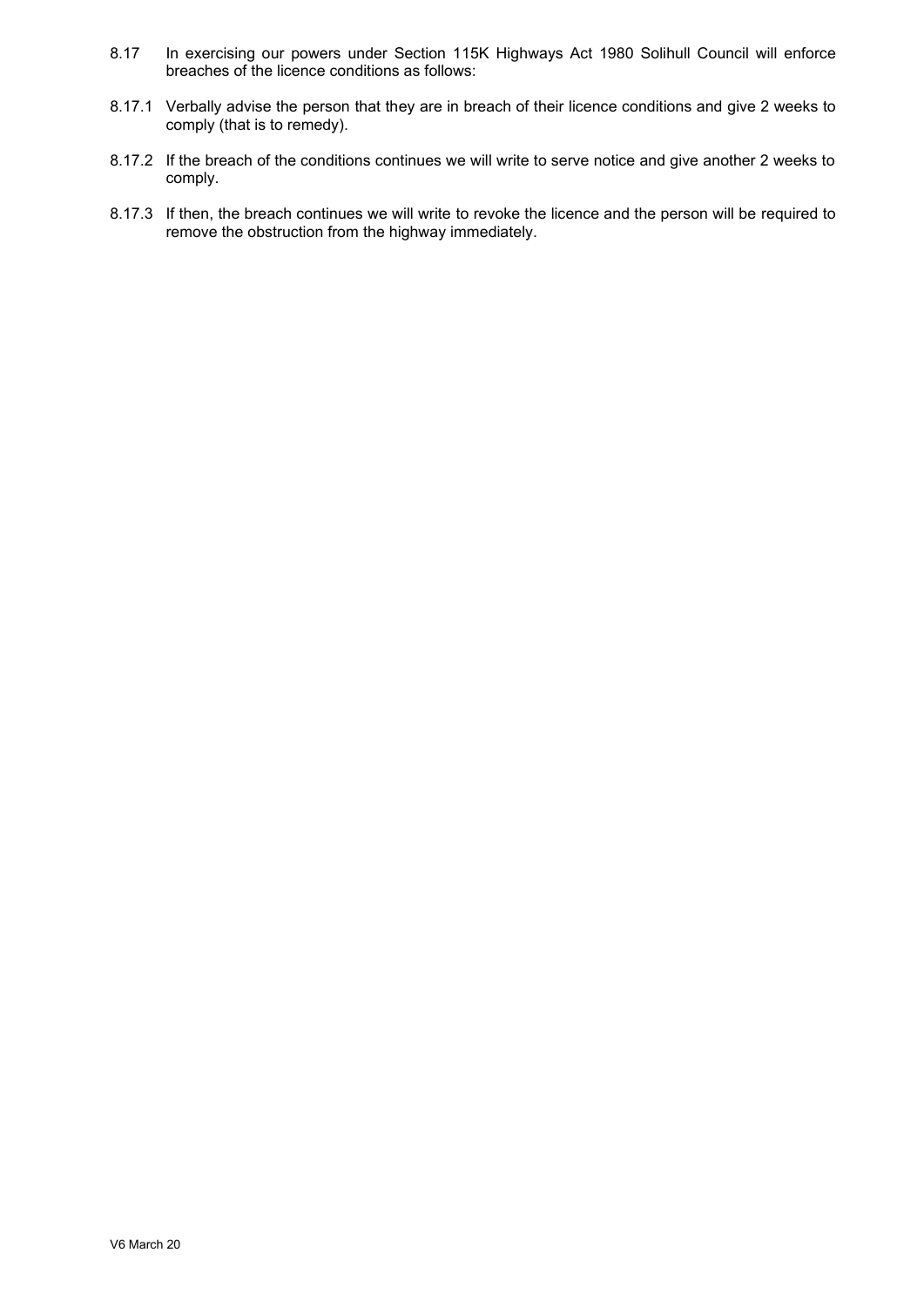8.17 In exercising our powers under Section 115K Highways Act 1980 Solihull Council will enforce breaches of the licence conditions as follows:

8.17.1 Verbally advise the person that they are in breach of their licence conditions and give 2 weeks to comply (that is to remedy).

8.17.2 If the breach of the conditions continues we will write to serve notice and give another 2 weeks to comply.

8.17.3 If then, the breach continues we will write to revoke the licence and the person will be required to remove the obstruction from the highway immediately.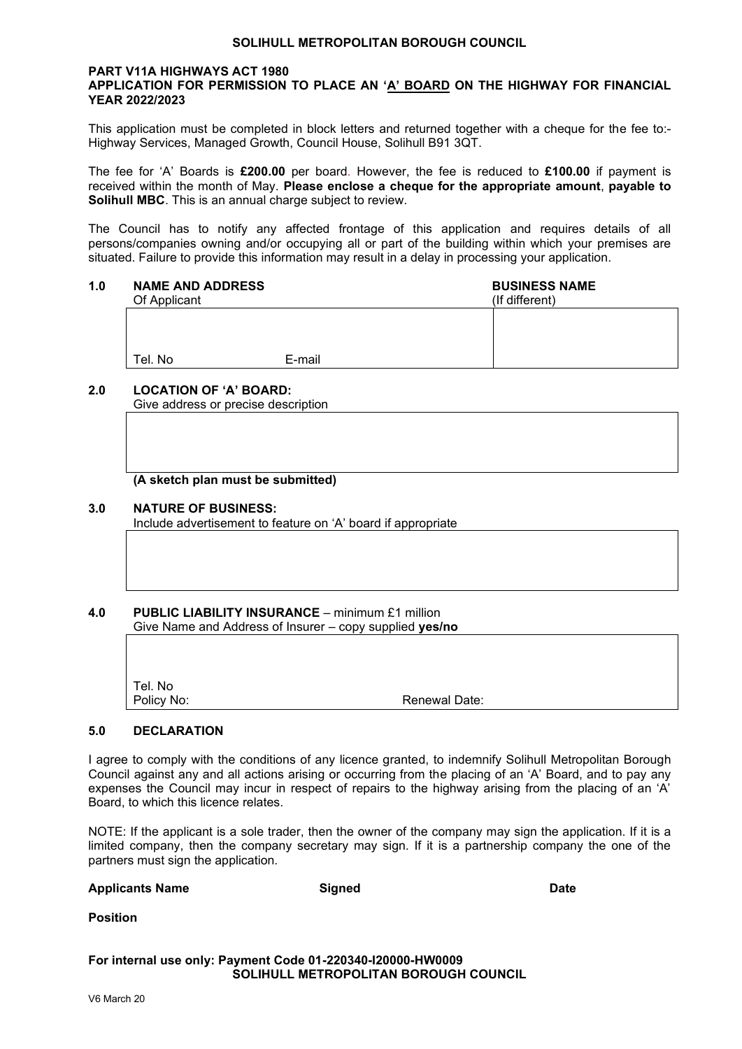**SOLIHULL METROPOLITAN BOROUGH COUNCIL**

**PART V11A HIGHWAYS ACT 1980**
**APPLICATION FOR PERMISSION TO PLACE AN 'A' BOARD ON THE HIGHWAY FOR FINANCIAL YEAR 2022/2023**

This application must be completed in block letters and returned together with a cheque for the fee to:- Highway Services, Managed Growth, Council House, Solihull B91 3QT.

The fee for 'A' Boards is **£200.00** per board. However, the fee is reduced to **£100.00** if payment is received within the month of May. **Please enclose a cheque for the appropriate amount**, **payable to Solihull MBC**. This is an annual charge subject to review.

The Council has to notify any affected frontage of this application and requires details of all persons/companies owning and/or occupying all or part of the building within which your premises are situated. Failure to provide this information may result in a delay in processing your application.

**1.0 NAME AND ADDRESS** Of Applicant | **BUSINESS NAME** (If different)

| | |
|---|---|
| <br><br>Tel. No &nbsp;&nbsp;&nbsp;&nbsp;&nbsp;&nbsp; E-mail | |

**2.0 LOCATION OF 'A' BOARD:**
Give address or precise description

| |
|---|
| |

**(A sketch plan must be submitted)**

**3.0 NATURE OF BUSINESS:**
Include advertisement to feature on 'A' board if appropriate

| |
|---|
| |

**4.0 PUBLIC LIABILITY INSURANCE** – minimum £1 million
Give Name and Address of Insurer – copy supplied **yes/no**

| |
|---|
| <br><br>Tel. No<br>Policy No: &nbsp;&nbsp;&nbsp;&nbsp;&nbsp;&nbsp;&nbsp;&nbsp;&nbsp;&nbsp;&nbsp;&nbsp; Renewal Date: |

**5.0 DECLARATION**

I agree to comply with the conditions of any licence granted, to indemnify Solihull Metropolitan Borough Council against any and all actions arising or occurring from the placing of an 'A' Board, and to pay any expenses the Council may incur in respect of repairs to the highway arising from the placing of an 'A' Board, to which this licence relates.

NOTE: If the applicant is a sole trader, then the owner of the company may sign the application. If it is a limited company, then the company secretary may sign. If it is a partnership company the one of the partners must sign the application.

**Applicants Name** &nbsp;&nbsp;&nbsp;&nbsp;&nbsp;&nbsp;&nbsp;&nbsp;&nbsp;&nbsp;&nbsp;&nbsp; **Signed** &nbsp;&nbsp;&nbsp;&nbsp;&nbsp;&nbsp;&nbsp;&nbsp;&nbsp;&nbsp;&nbsp;&nbsp; **Date**

**Position**

**For internal use only: Payment Code 01-220340-I20000-HW0009**
**SOLIHULL METROPOLITAN BOROUGH COUNCIL**

V6 March 20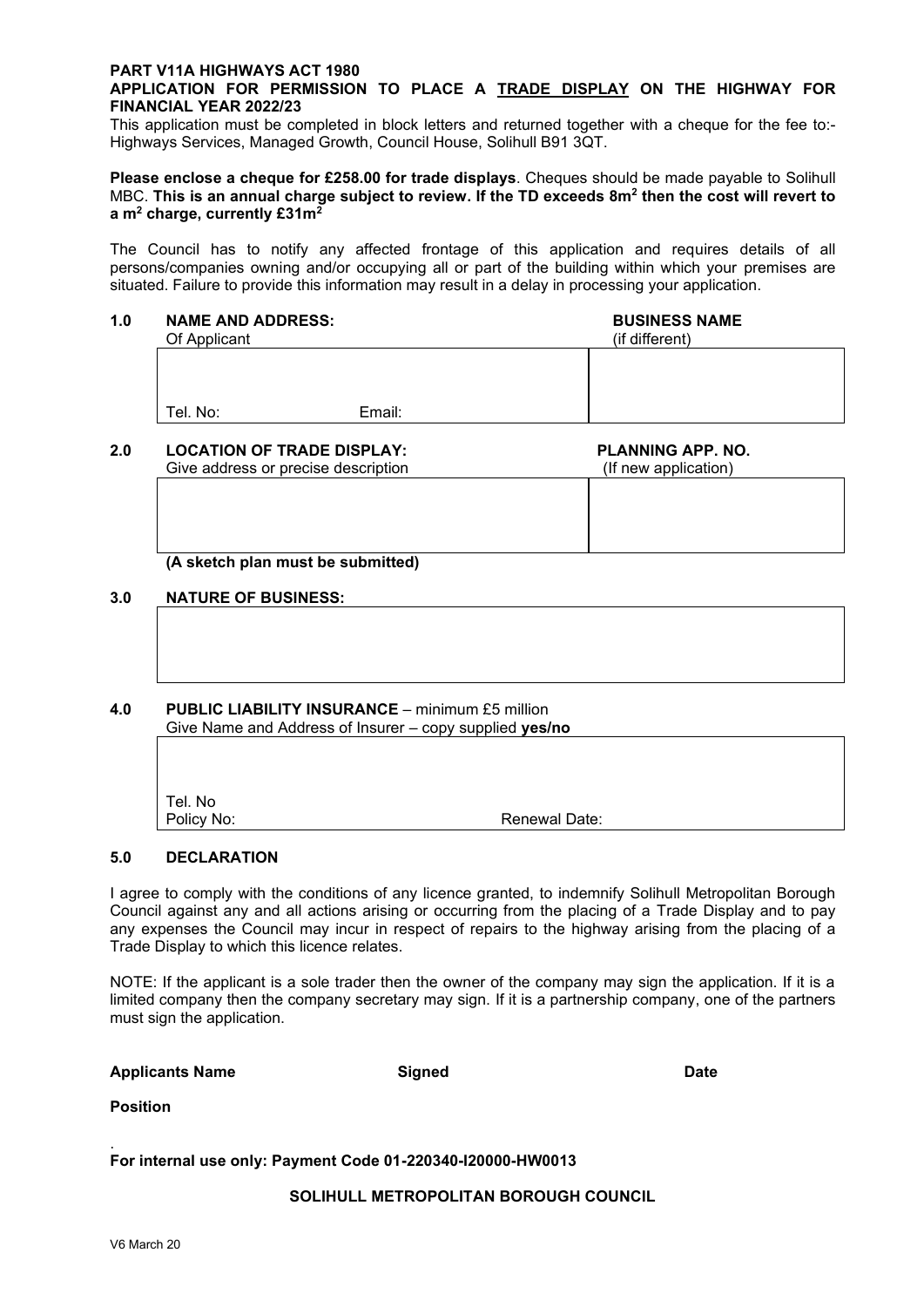**PART V11A HIGHWAYS ACT 1980**

**APPLICATION FOR PERMISSION TO PLACE A <u>TRADE DISPLAY</u> ON THE HIGHWAY FOR FINANCIAL YEAR 2022/23**

This application must be completed in block letters and returned together with a cheque for the fee to:- Highways Services, Managed Growth, Council House, Solihull B91 3QT.

**Please enclose a cheque for £258.00 for trade displays**. Cheques should be made payable to Solihull MBC. **This is an annual charge subject to review. If the TD exceeds 8m$^2$ then the cost will revert to a m$^2$ charge, currently £31m$^2$**

The Council has to notify any affected frontage of this application and requires details of all persons/companies owning and/or occupying all or part of the building within which your premises are situated. Failure to provide this information may result in a delay in processing your application.

**1.0 NAME AND ADDRESS:** Of Applicant | **BUSINESS NAME** (if different)

| | |
|---|---|
| Tel. No: Email: | |

**2.0 LOCATION OF TRADE DISPLAY:** Give address or precise description | **PLANNING APP. NO.** (If new application)

| | |
|---|---|
| | |

**(A sketch plan must be submitted)**

**3.0 NATURE OF BUSINESS:**

| |
|---|
| |

**4.0 PUBLIC LIABILITY INSURANCE** – minimum £5 million

Give Name and Address of Insurer – copy supplied **yes/no**

| | |
|---|---|
| Tel. No | |
| Policy No: | Renewal Date: |

**5.0 DECLARATION**

I agree to comply with the conditions of any licence granted, to indemnify Solihull Metropolitan Borough Council against any and all actions arising or occurring from the placing of a Trade Display and to pay any expenses the Council may incur in respect of repairs to the highway arising from the placing of a Trade Display to which this licence relates.

NOTE: If the applicant is a sole trader then the owner of the company may sign the application. If it is a limited company then the company secretary may sign. If it is a partnership company, one of the partners must sign the application.

**Applicants Name** **Signed** **Date**

**Position**

.

**For internal use only: Payment Code 01-220340-I20000-HW0013**

**SOLIHULL METROPOLITAN BOROUGH COUNCIL**

V6 March 20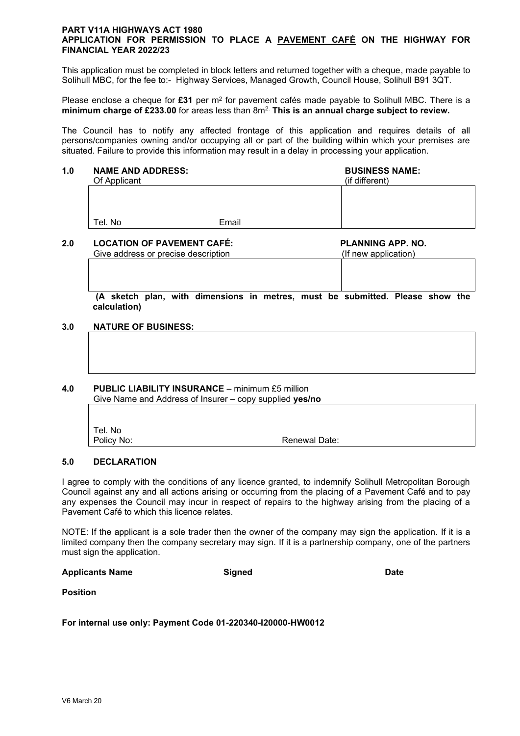**PART V11A HIGHWAYS ACT 1980**
**APPLICATION FOR PERMISSION TO PLACE A PAVEMENT CAFÉ ON THE HIGHWAY FOR FINANCIAL YEAR 2022/23**

This application must be completed in block letters and returned together with a cheque, made payable to Solihull MBC, for the fee to:- Highway Services, Managed Growth, Council House, Solihull B91 3QT.

Please enclose a cheque for **£31** per $m^2$ for pavement cafés made payable to Solihull MBC. There is a **minimum charge of £233.00** for areas less than $8m^2$. **This is an annual charge subject to review.**

The Council has to notify any affected frontage of this application and requires details of all persons/companies owning and/or occupying all or part of the building within which your premises are situated. Failure to provide this information may result in a delay in processing your application.

**1.0 NAME AND ADDRESS:** Of Applicant

**BUSINESS NAME:** (if different)

| | |
|---|---|
| Tel. No Email | |

**2.0 LOCATION OF PAVEMENT CAFÉ:** Give address or precise description

**PLANNING APP. NO.** (If new application)

| | |
|---|---|
| | |

**(A sketch plan, with dimensions in metres, must be submitted. Please show the calculation)**

**3.0 NATURE OF BUSINESS:**

| |
|---|
| |

**4.0 PUBLIC LIABILITY INSURANCE** – minimum £5 million
Give Name and Address of Insurer – copy supplied **yes/no**

| | |
|---|---|
| Tel. No | |
| Policy No: | Renewal Date: |

**5.0 DECLARATION**

I agree to comply with the conditions of any licence granted, to indemnify Solihull Metropolitan Borough Council against any and all actions arising or occurring from the placing of a Pavement Café and to pay any expenses the Council may incur in respect of repairs to the highway arising from the placing of a Pavement Café to which this licence relates.

NOTE: If the applicant is a sole trader then the owner of the company may sign the application. If it is a limited company then the company secretary may sign. If it is a partnership company, one of the partners must sign the application.

**Applicants Name** **Signed** **Date**

**Position**

**For internal use only: Payment Code 01-220340-I20000-HW0012**

V6 March 20